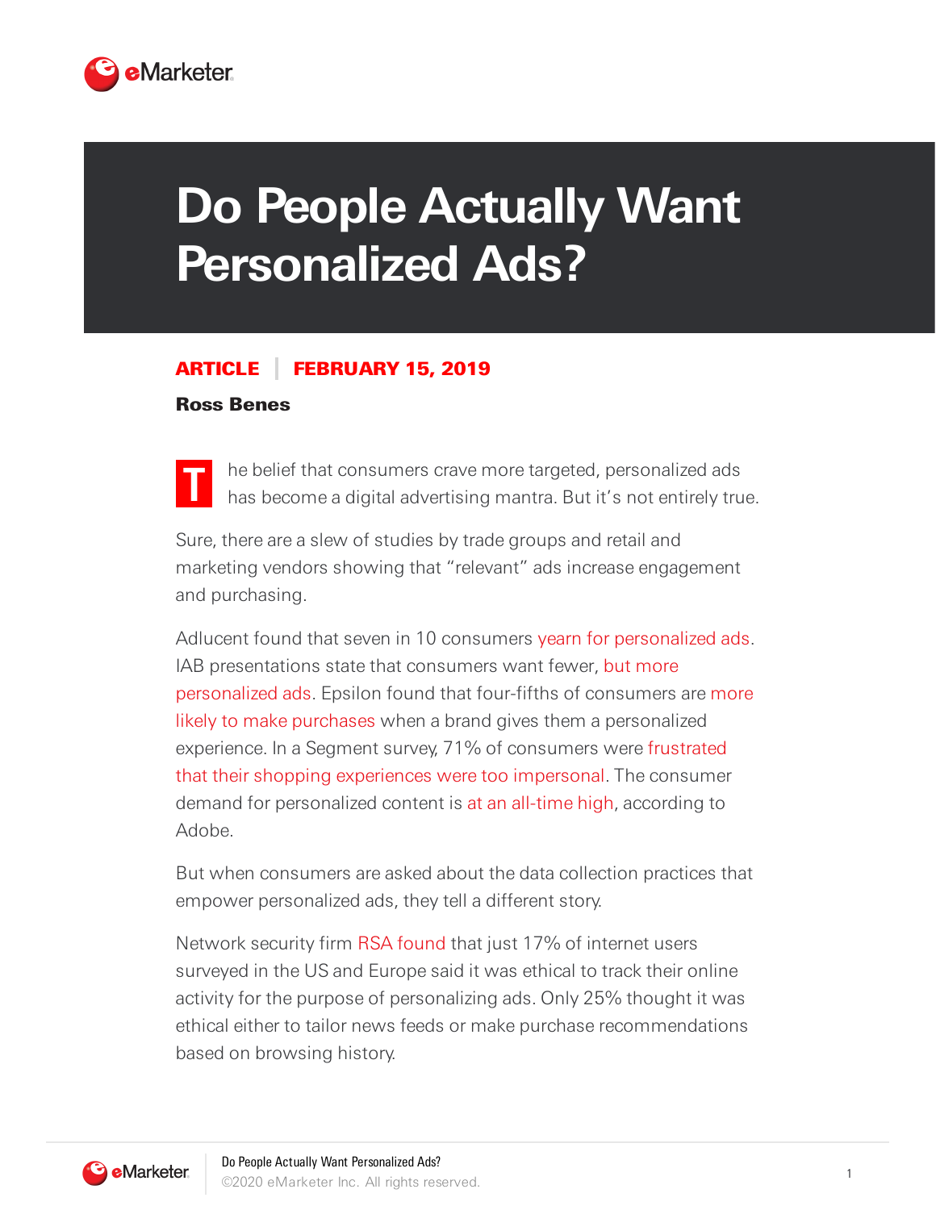# Do People Actually Want Personalized Ads?

**ARTICLE | FEBRUARY 15, 2019**

**Ross Benes**

The belief that consumers crave more targeted, personalized ads has become a digital advertising mantra. But it's not entirely true.

Sure, there are a slew of studies by trade groups and retail and marketing vendors showing that "relevant" ads increase engagement and purchasing.

Adlucent found that seven in 10 consumers yearn for personalized ads. IAB presentations state that consumers want fewer, but more personalized ads. Epsilon found that four-fifths of consumers are more likely to make purchases when a brand gives them a personalized experience. In a Segment survey, 71% of consumers were frustrated that their shopping experiences were too impersonal. The consumer demand for personalized content is at an all-time high, according to Adobe.

But when consumers are asked about the data collection practices that empower personalized ads, they tell a different story.

Network security firm RSA found that just 17% of internet users surveyed in the US and Europe said it was ethical to track their online activity for the purpose of personalizing ads. Only 25% thought it was ethical either to tailor news feeds or make purchase recommendations based on browsing history.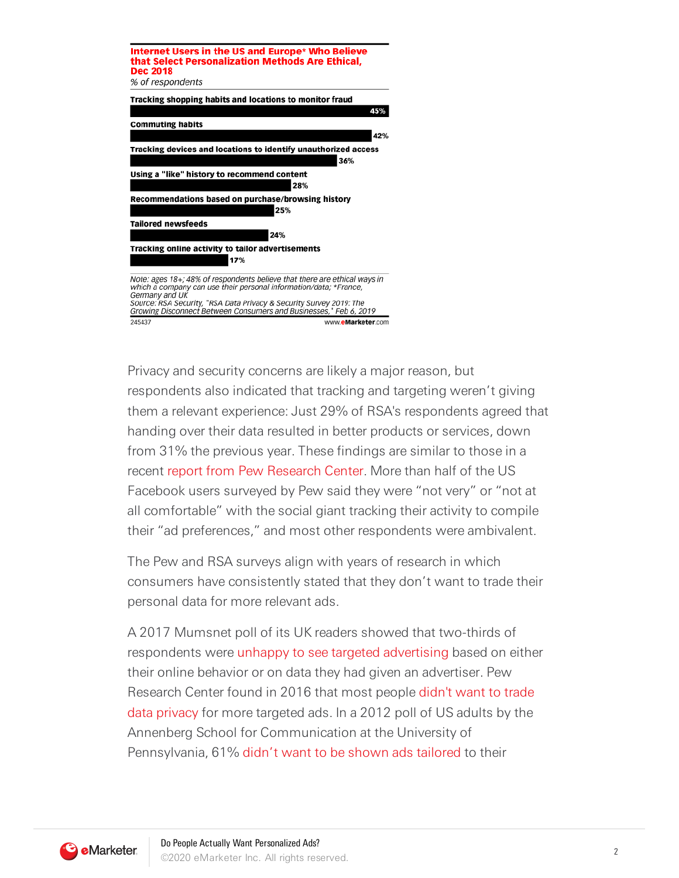**Internet Users in the US and Europe* Who Believe that Select Personalization Methods Are Ethical, Dec 2018**

*% of respondents*

Tracking shopping habits and locations to monitor fraud

45%

Commuting habits

42%

Tracking devices and locations to identify unauthorized access

36%

Using a "like" history to recommend content

28%

Recommendations based on purchase/browsing history

25%

Tailored newsfeeds

24%

Tracking online activity to tailor advertisements

17%

*Note: ages 18+; 48% of respondents believe that there are ethical ways in which a company can use their personal information/data; *France, Germany and UK*

*Source: RSA Security, "RSA Data Privacy & Security Survey 2019: The Growing Disconnect Between Consumers and Businesses," Feb 6, 2019*

245437 www.eMarketer.com

Privacy and security concerns are likely a major reason, but respondents also indicated that tracking and targeting weren't giving them a relevant experience: Just 29% of RSA's respondents agreed that handing over their data resulted in better products or services, down from 31% the previous year. These findings are similar to those in a recent report from Pew Research Center. More than half of the US Facebook users surveyed by Pew said they were "not very" or "not at all comfortable" with the social giant tracking their activity to compile their "ad preferences," and most other respondents were ambivalent.

The Pew and RSA surveys align with years of research in which consumers have consistently stated that they don't want to trade their personal data for more relevant ads.

A 2017 Mumsnet poll of its UK readers showed that two-thirds of respondents were unhappy to see targeted advertising based on either their online behavior or on data they had given an advertiser. Pew Research Center found in 2016 that most people didn't want to trade data privacy for more targeted ads. In a 2012 poll of US adults by the Annenberg School for Communication at the University of Pennsylvania, 61% didn't want to be shown ads tailored to their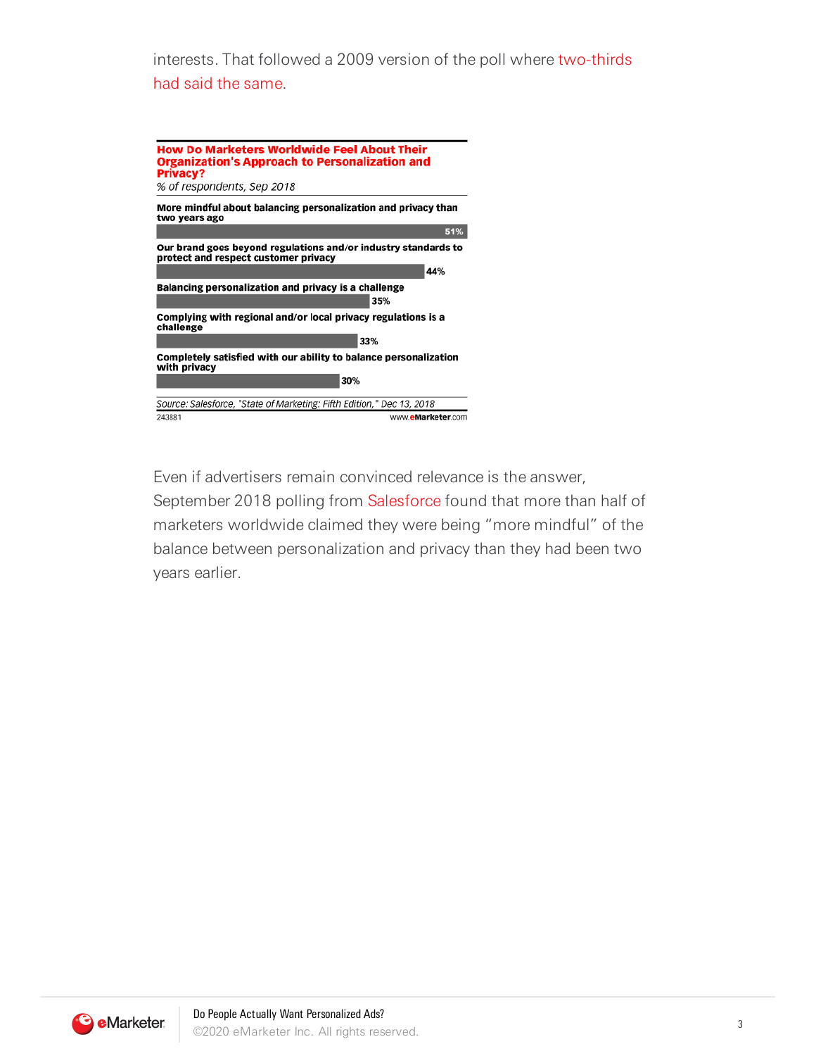interests. That followed a 2009 version of the poll where two-thirds had said the same.

**How Do Marketers Worldwide Feel About Their Organization's Approach to Personalization and Privacy?**

*% of respondents, Sep 2018*

More mindful about balancing personalization and privacy than two years ago

51%

Our brand goes beyond regulations and/or industry standards to protect and respect customer privacy

44%

Balancing personalization and privacy is a challenge

35%

Complying with regional and/or local privacy regulations is a challenge

33%

Completely satisfied with our ability to balance personalization with privacy

30%

*Source: Salesforce, "State of Marketing: Fifth Edition," Dec 13, 2018*

243881 www.eMarketer.com

Even if advertisers remain convinced relevance is the answer, September 2018 polling from Salesforce found that more than half of marketers worldwide claimed they were being "more mindful" of the balance between personalization and privacy than they had been two years earlier.